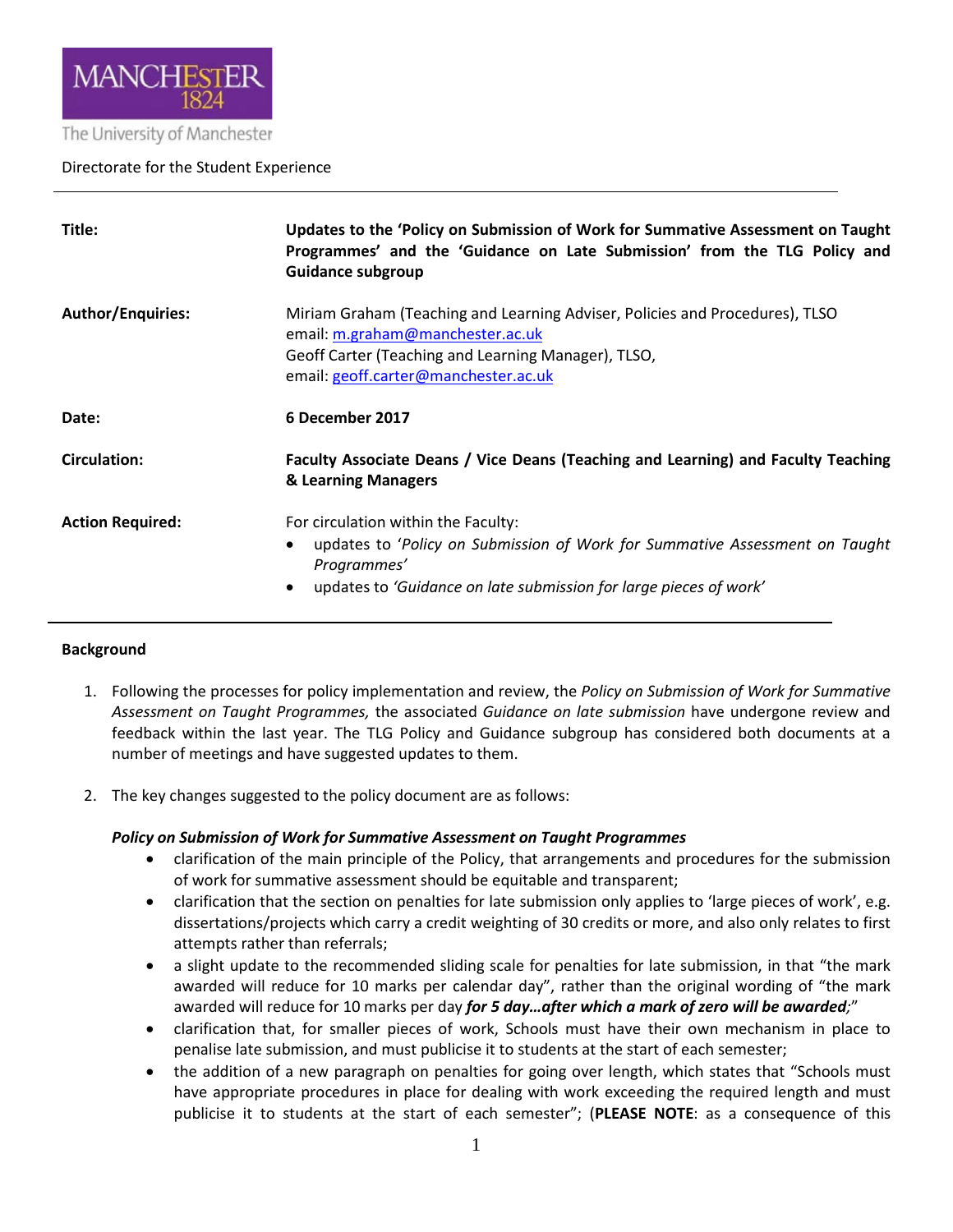MANCHESTER 1824

The University of Manchester

Directorate for the Student Experience

| | |
|---|---|
| **Title:** | **Updates to the 'Policy on Submission of Work for Summative Assessment on Taught Programmes' and the 'Guidance on Late Submission' from the TLG Policy and Guidance subgroup** |
| **Author/Enquiries:** | Miriam Graham (Teaching and Learning Adviser, Policies and Procedures), TLSO email: m.graham@manchester.ac.uk Geoff Carter (Teaching and Learning Manager), TLSO, email: geoff.carter@manchester.ac.uk |
| **Date:** | **6 December 2017** |
| **Circulation:** | **Faculty Associate Deans / Vice Deans (Teaching and Learning) and Faculty Teaching & Learning Managers** |
| **Action Required:** | For circulation within the Faculty: • updates to '*Policy on Submission of Work for Summative Assessment on Taught Programmes*' • updates to *'Guidance on late submission for large pieces of work'* |

## Background

1. Following the processes for policy implementation and review, the *Policy on Submission of Work for Summative Assessment on Taught Programmes,* the associated *Guidance on late submission* have undergone review and feedback within the last year. The TLG Policy and Guidance subgroup has considered both documents at a number of meetings and have suggested updates to them.

2. The key changes suggested to the policy document are as follows:

   ***Policy on Submission of Work for Summative Assessment on Taught Programmes***
   - clarification of the main principle of the Policy, that arrangements and procedures for the submission of work for summative assessment should be equitable and transparent;
   - clarification that the section on penalties for late submission only applies to 'large pieces of work', e.g. dissertations/projects which carry a credit weighting of 30 credits or more, and also only relates to first attempts rather than referrals;
   - a slight update to the recommended sliding scale for penalties for late submission, in that "the mark awarded will reduce for 10 marks per calendar day", rather than the original wording of "the mark awarded will reduce for 10 marks per day ***for 5 day…after which a mark of zero will be awarded;***"
   - clarification that, for smaller pieces of work, Schools must have their own mechanism in place to penalise late submission, and must publicise it to students at the start of each semester;
   - the addition of a new paragraph on penalties for going over length, which states that "Schools must have appropriate procedures in place for dealing with work exceeding the required length and must publicise it to students at the start of each semester"; (**PLEASE NOTE**: as a consequence of this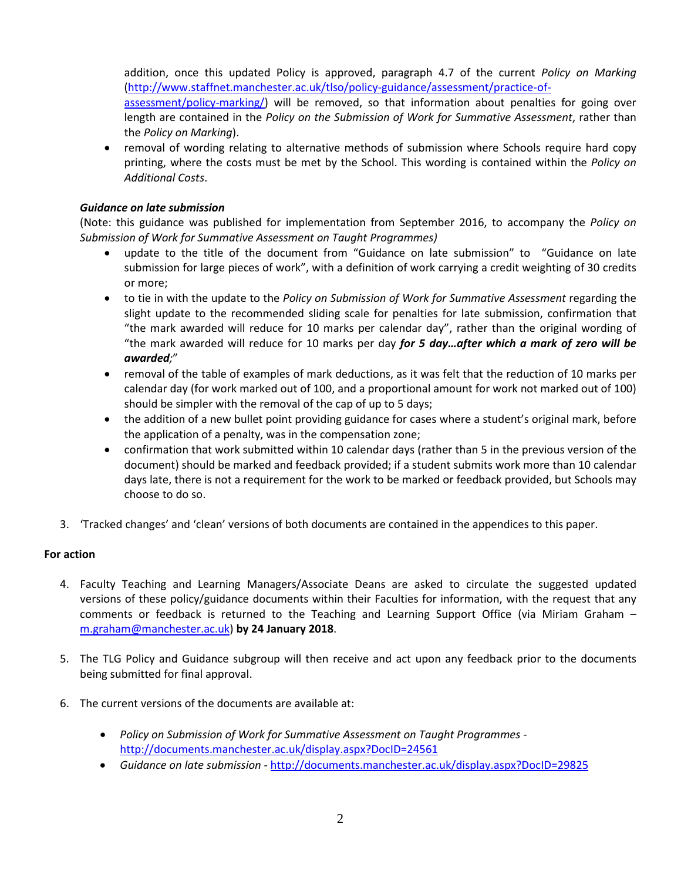addition, once this updated Policy is approved, paragraph 4.7 of the current *Policy on Marking* (http://www.staffnet.manchester.ac.uk/tlso/policy-guidance/assessment/practice-of-assessment/policy-marking/) will be removed, so that information about penalties for going over length are contained in the *Policy on the Submission of Work for Summative Assessment*, rather than the *Policy on Marking*).
- removal of wording relating to alternative methods of submission where Schools require hard copy printing, where the costs must be met by the School. This wording is contained within the *Policy on Additional Costs*.

***Guidance on late submission***

(Note: this guidance was published for implementation from September 2016, to accompany the *Policy on Submission of Work for Summative Assessment on Taught Programmes)*

- update to the title of the document from "Guidance on late submission" to "Guidance on late submission for large pieces of work", with a definition of work carrying a credit weighting of 30 credits or more;
- to tie in with the update to the *Policy on Submission of Work for Summative Assessment* regarding the slight update to the recommended sliding scale for penalties for late submission, confirmation that "the mark awarded will reduce for 10 marks per calendar day", rather than the original wording of "the mark awarded will reduce for 10 marks per day ***for 5 day…after which a mark of zero will be awarded;***"
- removal of the table of examples of mark deductions, as it was felt that the reduction of 10 marks per calendar day (for work marked out of 100, and a proportional amount for work not marked out of 100) should be simpler with the removal of the cap of up to 5 days;
- the addition of a new bullet point providing guidance for cases where a student's original mark, before the application of a penalty, was in the compensation zone;
- confirmation that work submitted within 10 calendar days (rather than 5 in the previous version of the document) should be marked and feedback provided; if a student submits work more than 10 calendar days late, there is not a requirement for the work to be marked or feedback provided, but Schools may choose to do so.

3. 'Tracked changes' and 'clean' versions of both documents are contained in the appendices to this paper.

**For action**

4. Faculty Teaching and Learning Managers/Associate Deans are asked to circulate the suggested updated versions of these policy/guidance documents within their Faculties for information, with the request that any comments or feedback is returned to the Teaching and Learning Support Office (via Miriam Graham – m.graham@manchester.ac.uk) **by 24 January 2018**.

5. The TLG Policy and Guidance subgroup will then receive and act upon any feedback prior to the documents being submitted for final approval.

6. The current versions of the documents are available at:

   - *Policy on Submission of Work for Summative Assessment on Taught Programmes* - http://documents.manchester.ac.uk/display.aspx?DocID=24561
   - *Guidance on late submission* - http://documents.manchester.ac.uk/display.aspx?DocID=29825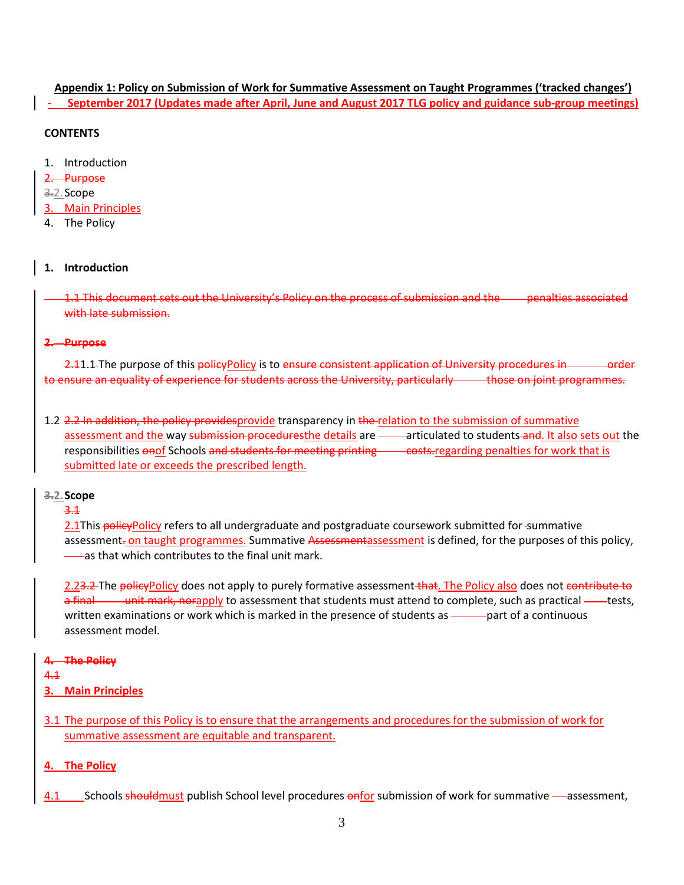**Appendix 1: Policy on Submission of Work for Summative Assessment on Taught Programmes ('tracked changes')**

**- September 2017 (Updates made after April, June and August 2017 TLG policy and guidance sub-group meetings)**

**CONTENTS**

1. Introduction
~~2. Purpose~~
~~3.~~2. Scope
3. Main Principles
4. The Policy

## 1. Introduction

~~1.1 This document sets out the University's Policy on the process of submission and the penalties associated with late submission.~~

~~**2. Purpose**~~

~~2.1~~1.1 The purpose of this ~~policy~~Policy is to ~~ensure consistent application of University procedures in order to ensure an equality of experience for students across the University, particularly those on joint programmes.~~

1.2 ~~2.2 In addition, the policy provides~~provide transparency in ~~the~~ relation to the submission of summative assessment and the way ~~submission procedures~~the details are articulated to students ~~and~~. It also sets out the responsibilities ~~on~~of Schools ~~and students for meeting printing costs.~~regarding penalties for work that is submitted late or exceeds the prescribed length.

## ~~3.~~2. Scope

~~3.1~~

2.1 This ~~policy~~Policy refers to all undergraduate and postgraduate coursework submitted for summative assessment~~.~~ on taught programmes. Summative ~~Assessment~~assessment is defined, for the purposes of this policy, as that which contributes to the final unit mark.

2.2~~3.2~~ The ~~policy~~Policy does not apply to purely formative assessment ~~that~~. The Policy also does not ~~contribute to a final unit mark, nor~~apply to assessment that students must attend to complete, such as practical tests, written examinations or work which is marked in the presence of students as part of a continuous assessment model.

~~**4. The Policy**~~

~~4.1~~

## 3. Main Principles

3.1 The purpose of this Policy is to ensure that the arrangements and procedures for the submission of work for summative assessment are equitable and transparent.

## 4. The Policy

4.1 Schools ~~should~~must publish School level procedures ~~on~~for submission of work for summative assessment,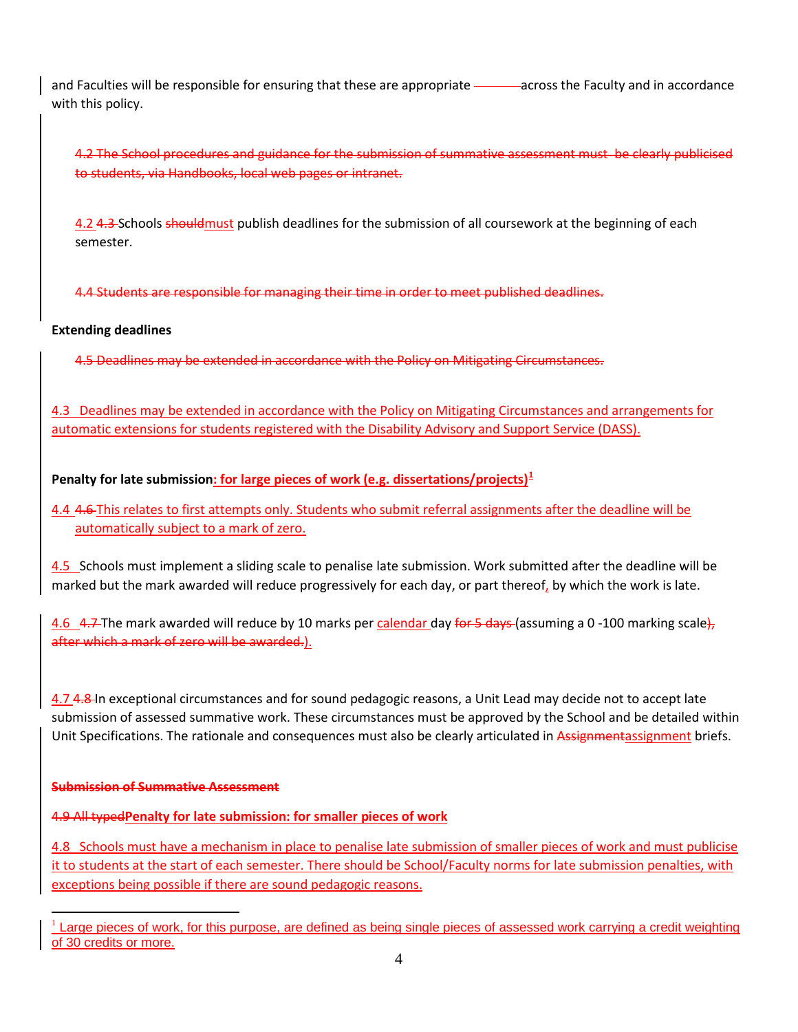and Faculties will be responsible for ensuring that these are appropriate across the Faculty and in accordance with this policy.

~~4.2 The School procedures and guidance for the submission of summative assessment must be clearly publicised to students, via Handbooks, local web pages or intranet.~~

4.2 ~~4.3~~ Schools ~~should~~must publish deadlines for the submission of all coursework at the beginning of each semester.

~~4.4 Students are responsible for managing their time in order to meet published deadlines.~~

**Extending deadlines**

~~4.5 Deadlines may be extended in accordance with the Policy on Mitigating Circumstances.~~

4.3 Deadlines may be extended in accordance with the Policy on Mitigating Circumstances and arrangements for automatic extensions for students registered with the Disability Advisory and Support Service (DASS).

**Penalty for late submission: for large pieces of work (e.g. dissertations/projects)[1]**

4.4 ~~4.6~~ This relates to first attempts only. Students who submit referral assignments after the deadline will be automatically subject to a mark of zero.

4.5 Schools must implement a sliding scale to penalise late submission. Work submitted after the deadline will be marked but the mark awarded will reduce progressively for each day, or part thereof, by which the work is late.

4.6 ~~4.7~~ The mark awarded will reduce by 10 marks per calendar day ~~for 5 days~~ (assuming a 0 -100 marking scale~~), after which a mark of zero will be awarded.~~).

4.7 ~~4.8~~ In exceptional circumstances and for sound pedagogic reasons, a Unit Lead may decide not to accept late submission of assessed summative work. These circumstances must be approved by the School and be detailed within Unit Specifications. The rationale and consequences must also be clearly articulated in ~~Assignment~~assignment briefs.

~~**Submission of Summative Assessment**~~

~~4.9 All typed~~**Penalty for late submission: for smaller pieces of work**

4.8 Schools must have a mechanism in place to penalise late submission of smaller pieces of work and must publicise it to students at the start of each semester. There should be School/Faculty norms for late submission penalties, with exceptions being possible if there are sound pedagogic reasons.

---

[1] Large pieces of work, for this purpose, are defined as being single pieces of assessed work carrying a credit weighting of 30 credits or more.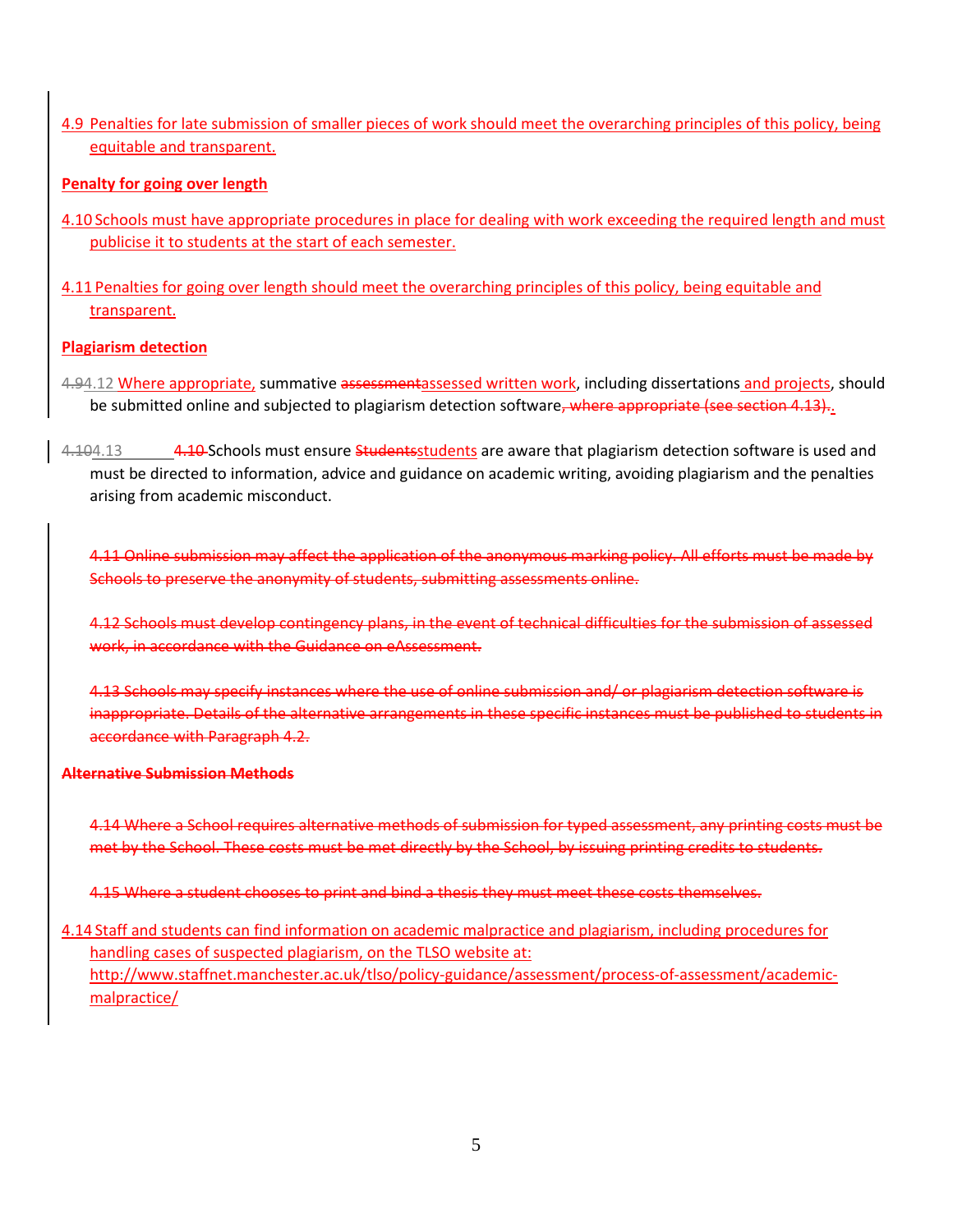4.9 Penalties for late submission of smaller pieces of work should meet the overarching principles of this policy, being equitable and transparent.

**Penalty for going over length**

4.10 Schools must have appropriate procedures in place for dealing with work exceeding the required length and must publicise it to students at the start of each semester.

4.11 Penalties for going over length should meet the overarching principles of this policy, being equitable and transparent.

**Plagiarism detection**

~~4.9~~4.12 Where appropriate, summative ~~assessment~~assessed written work, including dissertations and projects, should be submitted online and subjected to plagiarism detection software~~, where appropriate (see section 4.13)~~.

~~4.10~~4.13 ~~4.10~~ Schools must ensure ~~Students~~students are aware that plagiarism detection software is used and must be directed to information, advice and guidance on academic writing, avoiding plagiarism and the penalties arising from academic misconduct.

~~4.11 Online submission may affect the application of the anonymous marking policy. All efforts must be made by Schools to preserve the anonymity of students, submitting assessments online.~~

~~4.12 Schools must develop contingency plans, in the event of technical difficulties for the submission of assessed work, in accordance with the Guidance on eAssessment.~~

~~4.13 Schools may specify instances where the use of online submission and/ or plagiarism detection software is inappropriate. Details of the alternative arrangements in these specific instances must be published to students in accordance with Paragraph 4.2.~~

~~**Alternative Submission Methods**~~

~~4.14 Where a School requires alternative methods of submission for typed assessment, any printing costs must be met by the School. These costs must be met directly by the School, by issuing printing credits to students.~~

~~4.15 Where a student chooses to print and bind a thesis they must meet these costs themselves.~~

4.14 Staff and students can find information on academic malpractice and plagiarism, including procedures for handling cases of suspected plagiarism, on the TLSO website at: http://www.staffnet.manchester.ac.uk/tlso/policy-guidance/assessment/process-of-assessment/academic-malpractice/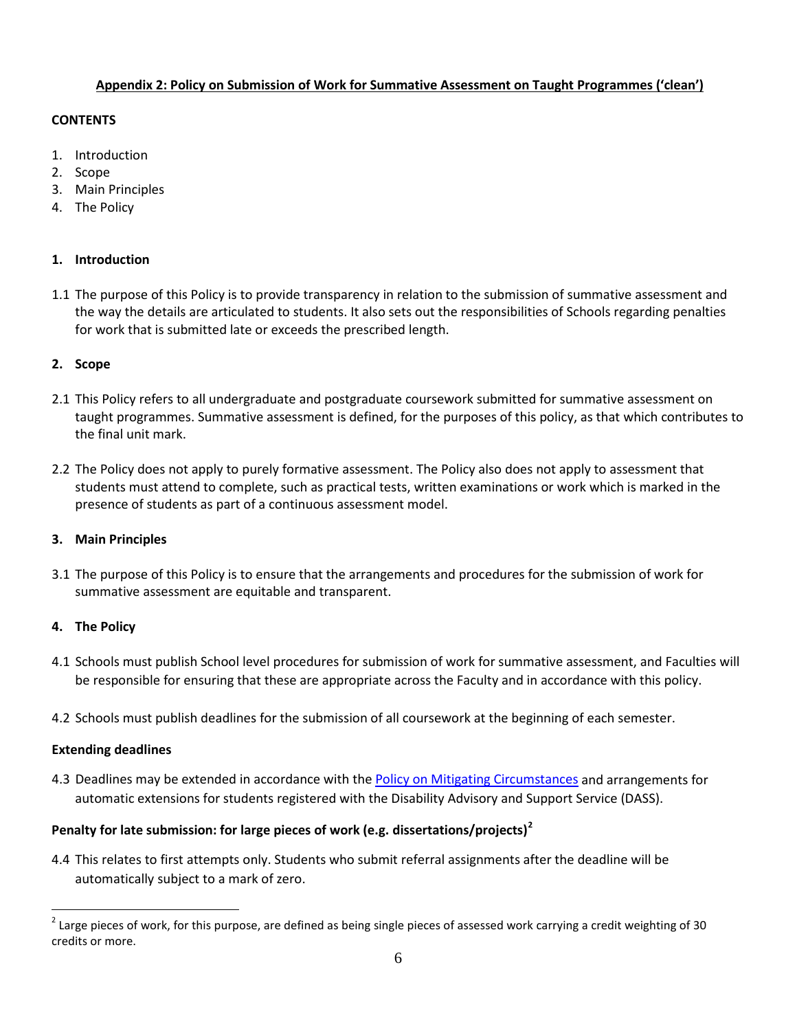## Appendix 2: Policy on Submission of Work for Summative Assessment on Taught Programmes ('clean')

**CONTENTS**

1. Introduction
2. Scope
3. Main Principles
4. The Policy

### 1. Introduction

1.1 The purpose of this Policy is to provide transparency in relation to the submission of summative assessment and the way the details are articulated to students. It also sets out the responsibilities of Schools regarding penalties for work that is submitted late or exceeds the prescribed length.

### 2. Scope

2.1 This Policy refers to all undergraduate and postgraduate coursework submitted for summative assessment on taught programmes. Summative assessment is defined, for the purposes of this policy, as that which contributes to the final unit mark.

2.2 The Policy does not apply to purely formative assessment. The Policy also does not apply to assessment that students must attend to complete, such as practical tests, written examinations or work which is marked in the presence of students as part of a continuous assessment model.

### 3. Main Principles

3.1 The purpose of this Policy is to ensure that the arrangements and procedures for the submission of work for summative assessment are equitable and transparent.

### 4. The Policy

4.1 Schools must publish School level procedures for submission of work for summative assessment, and Faculties will be responsible for ensuring that these are appropriate across the Faculty and in accordance with this policy.

4.2 Schools must publish deadlines for the submission of all coursework at the beginning of each semester.

**Extending deadlines**

4.3 Deadlines may be extended in accordance with the [Policy on Mitigating Circumstances] and arrangements for automatic extensions for students registered with the Disability Advisory and Support Service (DASS).

**Penalty for late submission: for large pieces of work (e.g. dissertations/projects)[2]**

4.4 This relates to first attempts only. Students who submit referral assignments after the deadline will be automatically subject to a mark of zero.

---

[2] Large pieces of work, for this purpose, are defined as being single pieces of assessed work carrying a credit weighting of 30 credits or more.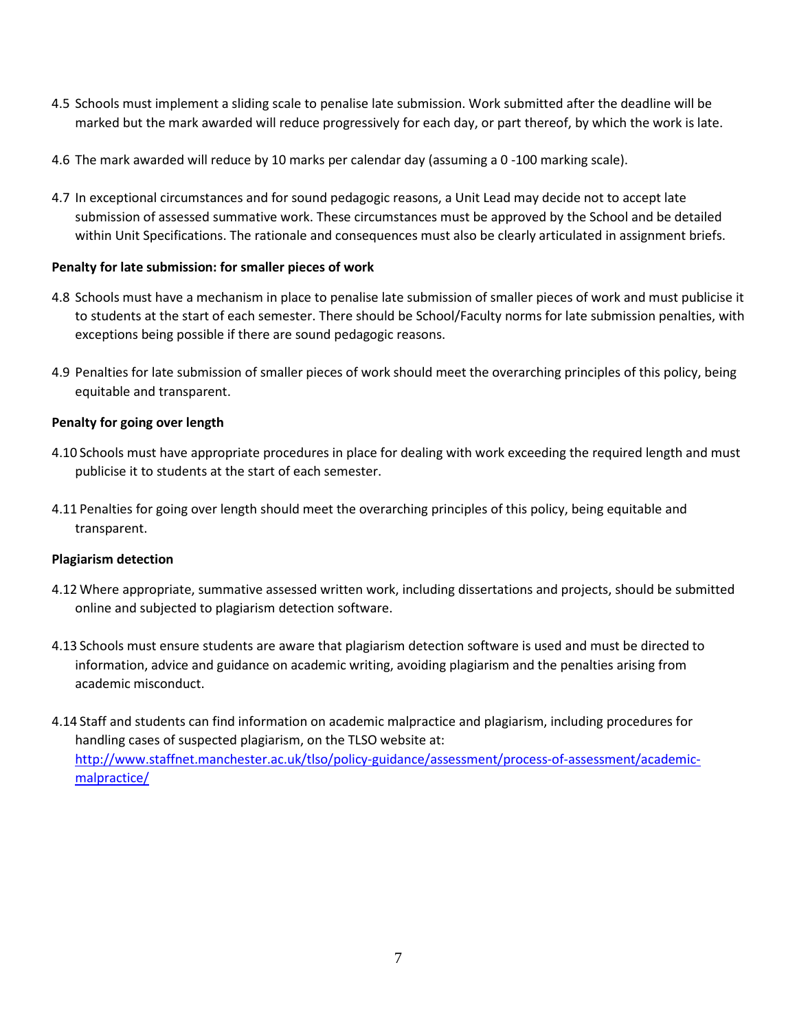4.5 Schools must implement a sliding scale to penalise late submission. Work submitted after the deadline will be marked but the mark awarded will reduce progressively for each day, or part thereof, by which the work is late.

4.6 The mark awarded will reduce by 10 marks per calendar day (assuming a 0 -100 marking scale).

4.7 In exceptional circumstances and for sound pedagogic reasons, a Unit Lead may decide not to accept late submission of assessed summative work. These circumstances must be approved by the School and be detailed within Unit Specifications. The rationale and consequences must also be clearly articulated in assignment briefs.

**Penalty for late submission: for smaller pieces of work**

4.8 Schools must have a mechanism in place to penalise late submission of smaller pieces of work and must publicise it to students at the start of each semester. There should be School/Faculty norms for late submission penalties, with exceptions being possible if there are sound pedagogic reasons.

4.9 Penalties for late submission of smaller pieces of work should meet the overarching principles of this policy, being equitable and transparent.

**Penalty for going over length**

4.10 Schools must have appropriate procedures in place for dealing with work exceeding the required length and must publicise it to students at the start of each semester.

4.11 Penalties for going over length should meet the overarching principles of this policy, being equitable and transparent.

**Plagiarism detection**

4.12 Where appropriate, summative assessed written work, including dissertations and projects, should be submitted online and subjected to plagiarism detection software.

4.13 Schools must ensure students are aware that plagiarism detection software is used and must be directed to information, advice and guidance on academic writing, avoiding plagiarism and the penalties arising from academic misconduct.

4.14 Staff and students can find information on academic malpractice and plagiarism, including procedures for handling cases of suspected plagiarism, on the TLSO website at: http://www.staffnet.manchester.ac.uk/tlso/policy-guidance/assessment/process-of-assessment/academic-malpractice/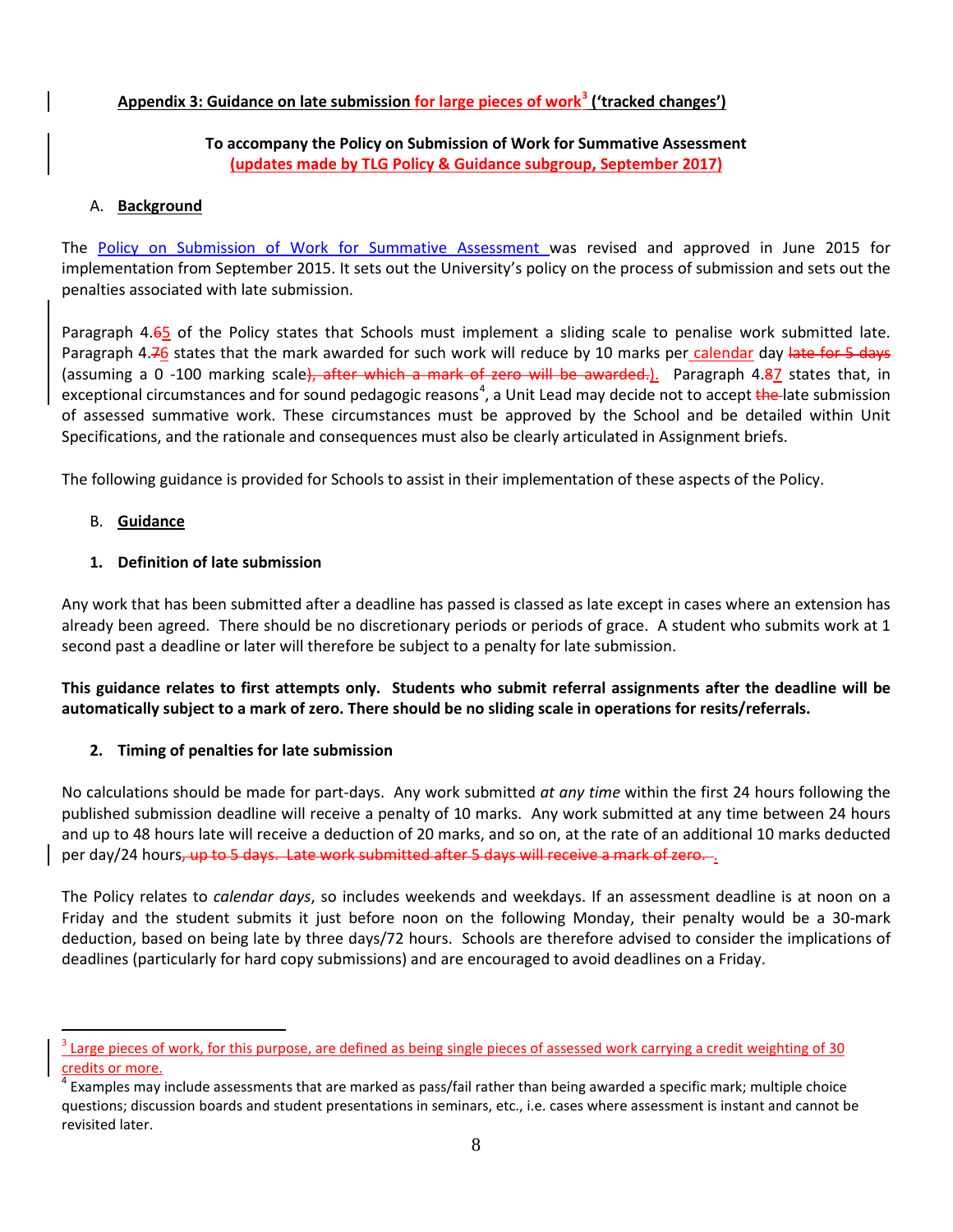**Appendix 3: Guidance on late submission for large pieces of work[3] ('tracked changes')**

**To accompany the Policy on Submission of Work for Summative Assessment**
**(updates made by TLG Policy & Guidance subgroup, September 2017)**

## A. Background

The Policy on Submission of Work for Summative Assessment was revised and approved in June 2015 for implementation from September 2015. It sets out the University's policy on the process of submission and sets out the penalties associated with late submission.

Paragraph 4.~~6~~5 of the Policy states that Schools must implement a sliding scale to penalise work submitted late. Paragraph 4.~~7~~6 states that the mark awarded for such work will reduce by 10 marks per calendar day ~~late for 5 days~~ (assuming a 0 -100 marking scale~~), after which a mark of zero will be awarded.~~). Paragraph 4.~~8~~7 states that, in exceptional circumstances and for sound pedagogic reasons[4], a Unit Lead may decide not to accept ~~the~~ late submission of assessed summative work. These circumstances must be approved by the School and be detailed within Unit Specifications, and the rationale and consequences must also be clearly articulated in Assignment briefs.

The following guidance is provided for Schools to assist in their implementation of these aspects of the Policy.

## B. Guidance

### 1. Definition of late submission

Any work that has been submitted after a deadline has passed is classed as late except in cases where an extension has already been agreed. There should be no discretionary periods or periods of grace. A student who submits work at 1 second past a deadline or later will therefore be subject to a penalty for late submission.

**This guidance relates to first attempts only. Students who submit referral assignments after the deadline will be automatically subject to a mark of zero. There should be no sliding scale in operations for resits/referrals.**

### 2. Timing of penalties for late submission

No calculations should be made for part-days. Any work submitted *at any time* within the first 24 hours following the published submission deadline will receive a penalty of 10 marks. Any work submitted at any time between 24 hours and up to 48 hours late will receive a deduction of 20 marks, and so on, at the rate of an additional 10 marks deducted per day/24 hours~~, up to 5 days. Late work submitted after 5 days will receive a mark of zero.~~ .

The Policy relates to *calendar days*, so includes weekends and weekdays. If an assessment deadline is at noon on a Friday and the student submits it just before noon on the following Monday, their penalty would be a 30-mark deduction, based on being late by three days/72 hours. Schools are therefore advised to consider the implications of deadlines (particularly for hard copy submissions) and are encouraged to avoid deadlines on a Friday.

---

[3] Large pieces of work, for this purpose, are defined as being single pieces of assessed work carrying a credit weighting of 30 credits or more.

[4] Examples may include assessments that are marked as pass/fail rather than being awarded a specific mark; multiple choice questions; discussion boards and student presentations in seminars, etc., i.e. cases where assessment is instant and cannot be revisited later.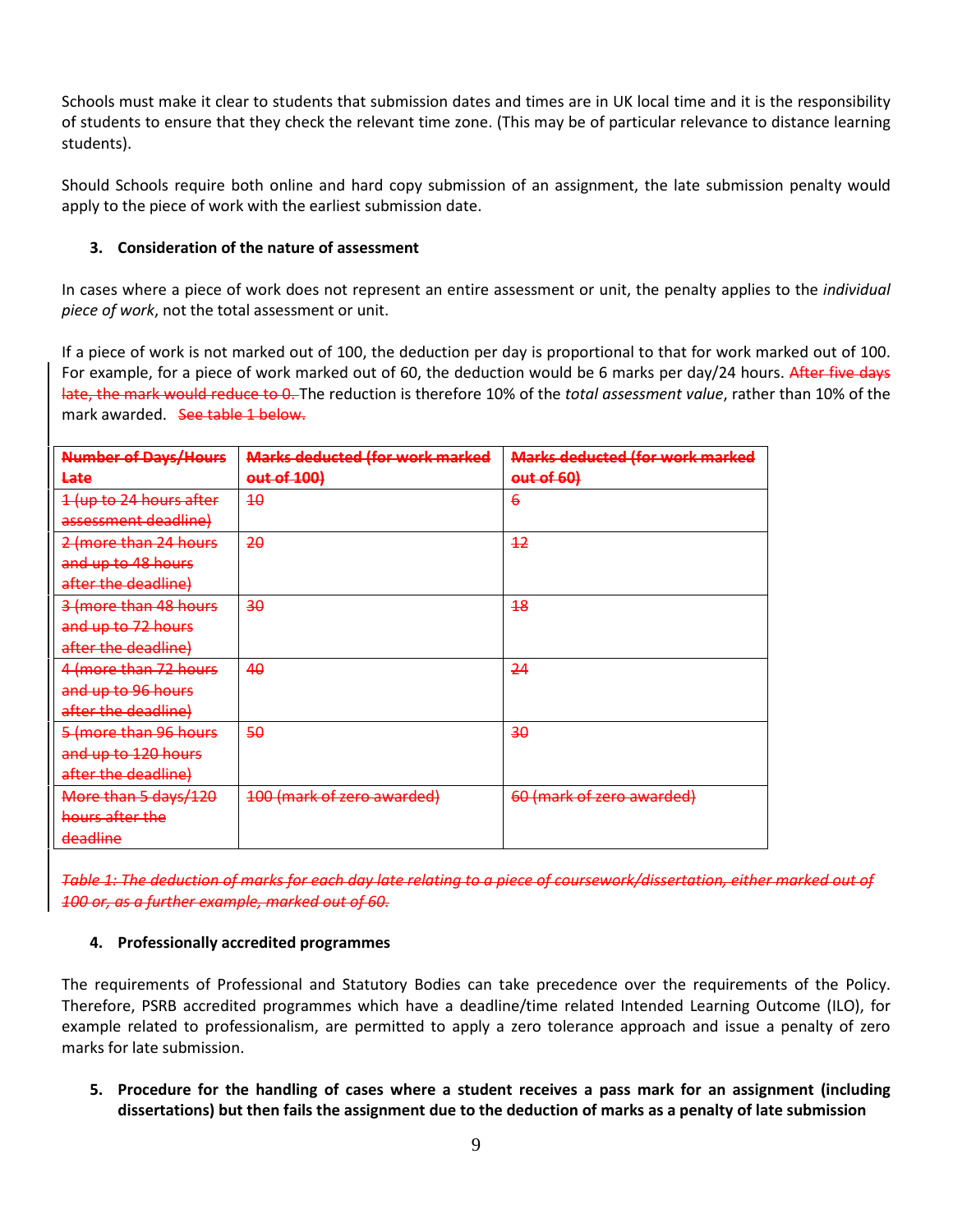Schools must make it clear to students that submission dates and times are in UK local time and it is the responsibility of students to ensure that they check the relevant time zone. (This may be of particular relevance to distance learning students).

Should Schools require both online and hard copy submission of an assignment, the late submission penalty would apply to the piece of work with the earliest submission date.

### 3. Consideration of the nature of assessment

In cases where a piece of work does not represent an entire assessment or unit, the penalty applies to the *individual piece of work*, not the total assessment or unit.

If a piece of work is not marked out of 100, the deduction per day is proportional to that for work marked out of 100. For example, for a piece of work marked out of 60, the deduction would be 6 marks per day/24 hours. ~~After five days late, the mark would reduce to 0.~~ The reduction is therefore 10% of the *total assessment value*, rather than 10% of the mark awarded. ~~See table 1 below.~~

| ~~Number of Days/Hours Late~~ | ~~Marks deducted (for work marked out of 100)~~ | ~~Marks deducted (for work marked out of 60)~~ |
|---|---|---|
| ~~1 (up to 24 hours after assessment deadline)~~ | ~~10~~ | ~~6~~ |
| ~~2 (more than 24 hours and up to 48 hours after the deadline)~~ | ~~20~~ | ~~12~~ |
| ~~3 (more than 48 hours and up to 72 hours after the deadline)~~ | ~~30~~ | ~~18~~ |
| ~~4 (more than 72 hours and up to 96 hours after the deadline)~~ | ~~40~~ | ~~24~~ |
| ~~5 (more than 96 hours and up to 120 hours after the deadline)~~ | ~~50~~ | ~~30~~ |
| ~~More than 5 days/120 hours after the deadline~~ | ~~100 (mark of zero awarded)~~ | ~~60 (mark of zero awarded)~~ |

*~~Table 1: The deduction of marks for each day late relating to a piece of coursework/dissertation, either marked out of 100 or, as a further example, marked out of 60.~~*

### 4. Professionally accredited programmes

The requirements of Professional and Statutory Bodies can take precedence over the requirements of the Policy. Therefore, PSRB accredited programmes which have a deadline/time related Intended Learning Outcome (ILO), for example related to professionalism, are permitted to apply a zero tolerance approach and issue a penalty of zero marks for late submission.

### 5. Procedure for the handling of cases where a student receives a pass mark for an assignment (including dissertations) but then fails the assignment due to the deduction of marks as a penalty of late submission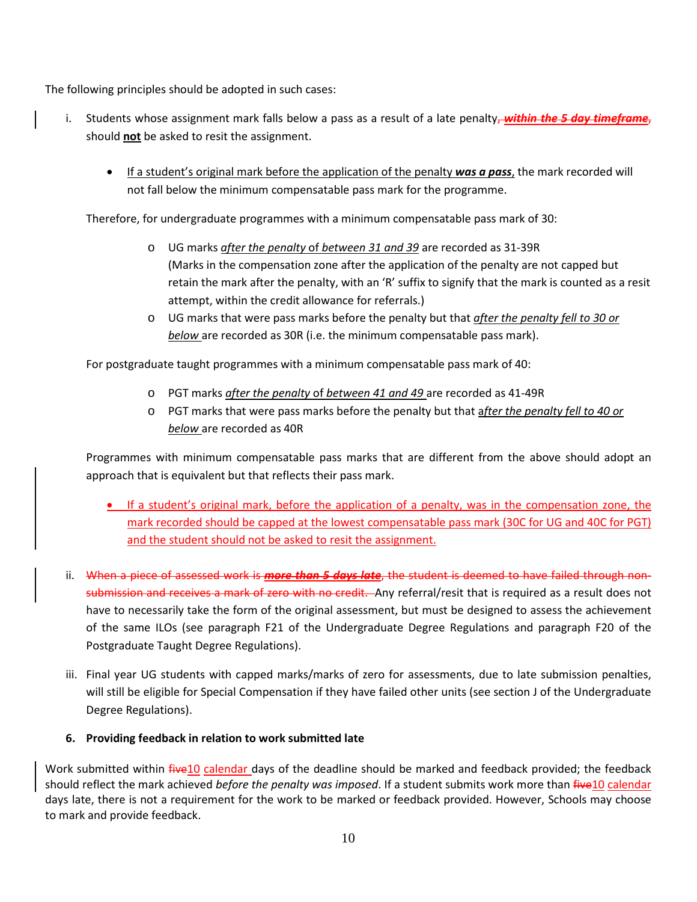The following principles should be adopted in such cases:

i. Students whose assignment mark falls below a pass as a result of a late penalty~~, ***within the 5 day timeframe***,~~ should **not** be asked to resit the assignment.

   - <u>If a student's original mark before the application of the penalty ***was a pass***</u>, the mark recorded will not fall below the minimum compensatable pass mark for the programme.

   Therefore, for undergraduate programmes with a minimum compensatable pass mark of 30:

   - UG marks <u>*after the penalty*</u> of <u>*between 31 and 39*</u> are recorded as 31-39R (Marks in the compensation zone after the application of the penalty are not capped but retain the mark after the penalty, with an 'R' suffix to signify that the mark is counted as a resit attempt, within the credit allowance for referrals.)
   - UG marks that were pass marks before the penalty but that <u>*after the penalty fell to 30 or below*</u> are recorded as 30R (i.e. the minimum compensatable pass mark).

   For postgraduate taught programmes with a minimum compensatable pass mark of 40:

   - PGT marks <u>*after the penalty*</u> of <u>*between 41 and 49*</u> are recorded as 41-49R
   - PGT marks that were pass marks before the penalty but that <u>*after the penalty fell to 40 or below*</u> are recorded as 40R

   Programmes with minimum compensatable pass marks that are different from the above should adopt an approach that is equivalent but that reflects their pass mark.

   - <u>If a student's original mark, before the application of a penalty, was in the compensation zone, the mark recorded should be capped at the lowest compensatable pass mark (30C for UG and 40C for PGT) and the student should not be asked to resit the assignment.</u>

ii. ~~When a piece of assessed work is ***more than 5 days late***, the student is deemed to have failed through non-submission and receives a mark of zero with no credit.~~ Any referral/resit that is required as a result does not have to necessarily take the form of the original assessment, but must be designed to assess the achievement of the same ILOs (see paragraph F21 of the Undergraduate Degree Regulations and paragraph F20 of the Postgraduate Taught Degree Regulations).

iii. Final year UG students with capped marks/marks of zero for assessments, due to late submission penalties, will still be eligible for Special Compensation if they have failed other units (see section J of the Undergraduate Degree Regulations).

### 6. Providing feedback in relation to work submitted late

Work submitted within ~~five~~<u>10</u> <u>calendar</u> days of the deadline should be marked and feedback provided; the feedback should reflect the mark achieved *before the penalty was imposed*. If a student submits work more than ~~five~~<u>10</u> <u>calendar</u> days late, there is not a requirement for the work to be marked or feedback provided. However, Schools may choose to mark and provide feedback.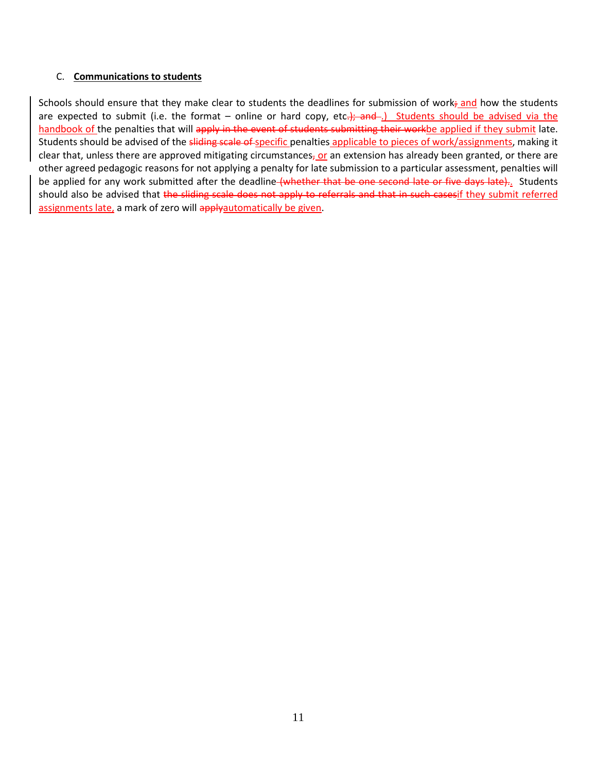C. **Communications to students**

Schools should ensure that they make clear to students the deadlines for submission of work~~;~~ and how the students are expected to submit (i.e. the format – online or hard copy, etc~~.); and~~ .) Students should be advised via the handbook of the penalties that will ~~apply in the event of students submitting their work~~be applied if they submit late. Students should be advised of the ~~sliding scale of~~ specific penalties applicable to pieces of work/assignments, making it clear that, unless there are approved mitigating circumstances~~,~~ or an extension has already been granted, or there are other agreed pedagogic reasons for not applying a penalty for late submission to a particular assessment, penalties will be applied for any work submitted after the deadline~~ (whether that be one second late or five days late).~~. Students should also be advised that ~~the sliding scale does not apply to referrals and that in such cases~~if they submit referred assignments late, a mark of zero will ~~apply~~automatically be given.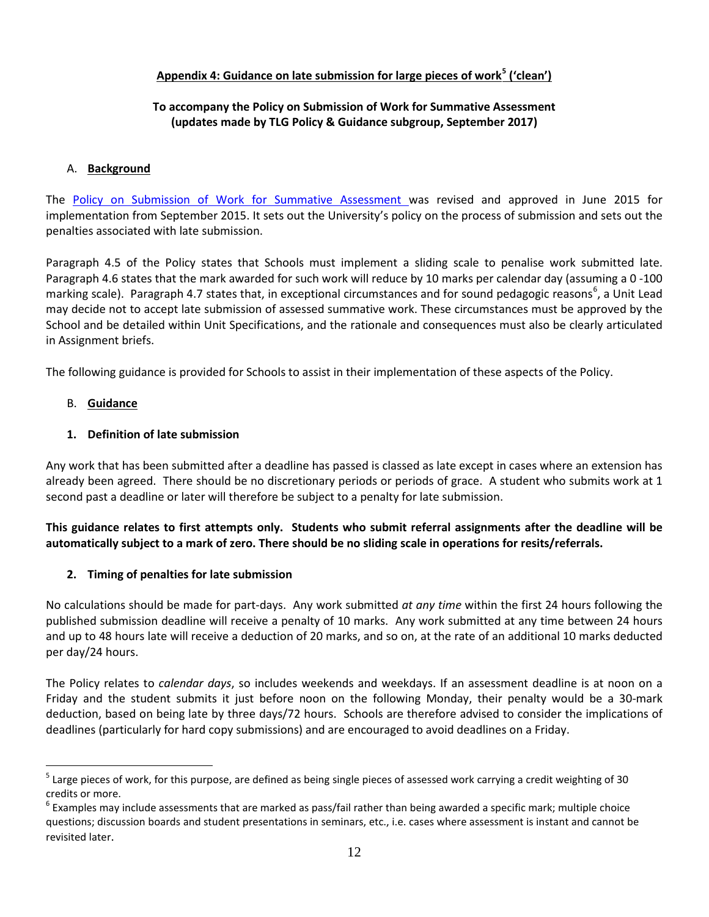## Appendix 4: Guidance on late submission for large pieces of work[5] ('clean')

### To accompany the Policy on Submission of Work for Summative Assessment (updates made by TLG Policy & Guidance subgroup, September 2017)

A. **Background**

The Policy on Submission of Work for Summative Assessment was revised and approved in June 2015 for implementation from September 2015. It sets out the University's policy on the process of submission and sets out the penalties associated with late submission.

Paragraph 4.5 of the Policy states that Schools must implement a sliding scale to penalise work submitted late. Paragraph 4.6 states that the mark awarded for such work will reduce by 10 marks per calendar day (assuming a 0 -100 marking scale). Paragraph 4.7 states that, in exceptional circumstances and for sound pedagogic reasons[6], a Unit Lead may decide not to accept late submission of assessed summative work. These circumstances must be approved by the School and be detailed within Unit Specifications, and the rationale and consequences must also be clearly articulated in Assignment briefs.

The following guidance is provided for Schools to assist in their implementation of these aspects of the Policy.

B. **Guidance**

**1. Definition of late submission**

Any work that has been submitted after a deadline has passed is classed as late except in cases where an extension has already been agreed. There should be no discretionary periods or periods of grace. A student who submits work at 1 second past a deadline or later will therefore be subject to a penalty for late submission.

**This guidance relates to first attempts only. Students who submit referral assignments after the deadline will be automatically subject to a mark of zero. There should be no sliding scale in operations for resits/referrals.**

**2. Timing of penalties for late submission**

No calculations should be made for part-days. Any work submitted *at any time* within the first 24 hours following the published submission deadline will receive a penalty of 10 marks. Any work submitted at any time between 24 hours and up to 48 hours late will receive a deduction of 20 marks, and so on, at the rate of an additional 10 marks deducted per day/24 hours.

The Policy relates to *calendar days*, so includes weekends and weekdays. If an assessment deadline is at noon on a Friday and the student submits it just before noon on the following Monday, their penalty would be a 30-mark deduction, based on being late by three days/72 hours. Schools are therefore advised to consider the implications of deadlines (particularly for hard copy submissions) and are encouraged to avoid deadlines on a Friday.

---

[5] Large pieces of work, for this purpose, are defined as being single pieces of assessed work carrying a credit weighting of 30 credits or more.

[6] Examples may include assessments that are marked as pass/fail rather than being awarded a specific mark; multiple choice questions; discussion boards and student presentations in seminars, etc., i.e. cases where assessment is instant and cannot be revisited later.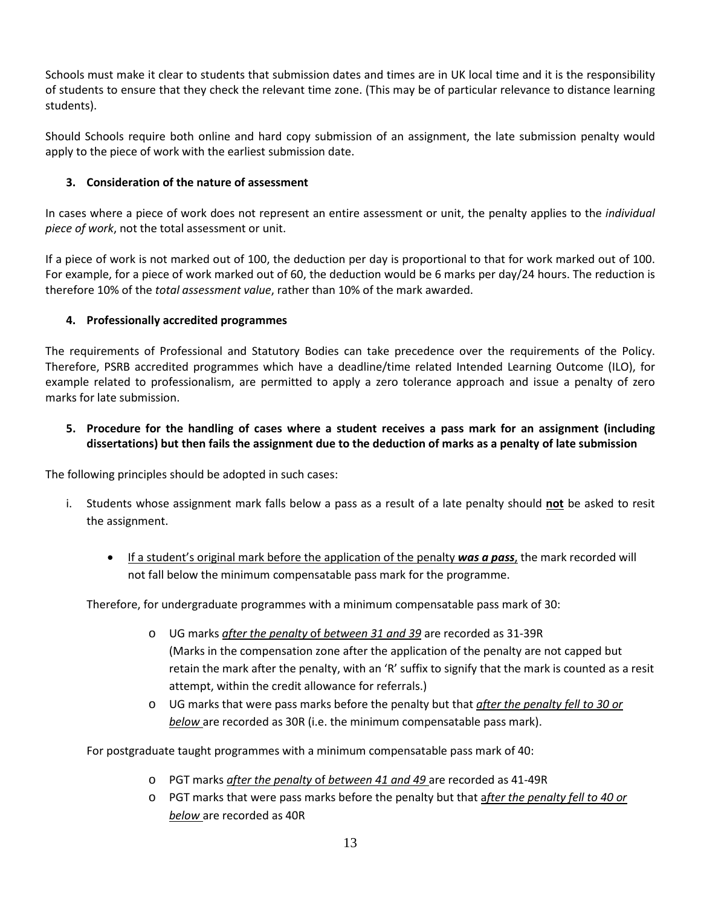Schools must make it clear to students that submission dates and times are in UK local time and it is the responsibility of students to ensure that they check the relevant time zone. (This may be of particular relevance to distance learning students).

Should Schools require both online and hard copy submission of an assignment, the late submission penalty would apply to the piece of work with the earliest submission date.

### 3. Consideration of the nature of assessment

In cases where a piece of work does not represent an entire assessment or unit, the penalty applies to the *individual piece of work*, not the total assessment or unit.

If a piece of work is not marked out of 100, the deduction per day is proportional to that for work marked out of 100. For example, for a piece of work marked out of 60, the deduction would be 6 marks per day/24 hours. The reduction is therefore 10% of the *total assessment value*, rather than 10% of the mark awarded.

### 4. Professionally accredited programmes

The requirements of Professional and Statutory Bodies can take precedence over the requirements of the Policy. Therefore, PSRB accredited programmes which have a deadline/time related Intended Learning Outcome (ILO), for example related to professionalism, are permitted to apply a zero tolerance approach and issue a penalty of zero marks for late submission.

### 5. Procedure for the handling of cases where a student receives a pass mark for an assignment (including dissertations) but then fails the assignment due to the deduction of marks as a penalty of late submission

The following principles should be adopted in such cases:

i. Students whose assignment mark falls below a pass as a result of a late penalty should **not** be asked to resit the assignment.

   - If a student's original mark before the application of the penalty ***was a pass***, the mark recorded will not fall below the minimum compensatable pass mark for the programme.

   Therefore, for undergraduate programmes with a minimum compensatable pass mark of 30:

   - UG marks *after the penalty* of *between 31 and 39* are recorded as 31-39R
     (Marks in the compensation zone after the application of the penalty are not capped but retain the mark after the penalty, with an 'R' suffix to signify that the mark is counted as a resit attempt, within the credit allowance for referrals.)
   - UG marks that were pass marks before the penalty but that *after the penalty fell to 30 or below* are recorded as 30R (i.e. the minimum compensatable pass mark).

   For postgraduate taught programmes with a minimum compensatable pass mark of 40:

   - PGT marks *after the penalty* of *between 41 and 49* are recorded as 41-49R
   - PGT marks that were pass marks before the penalty but that *after the penalty fell to 40 or below* are recorded as 40R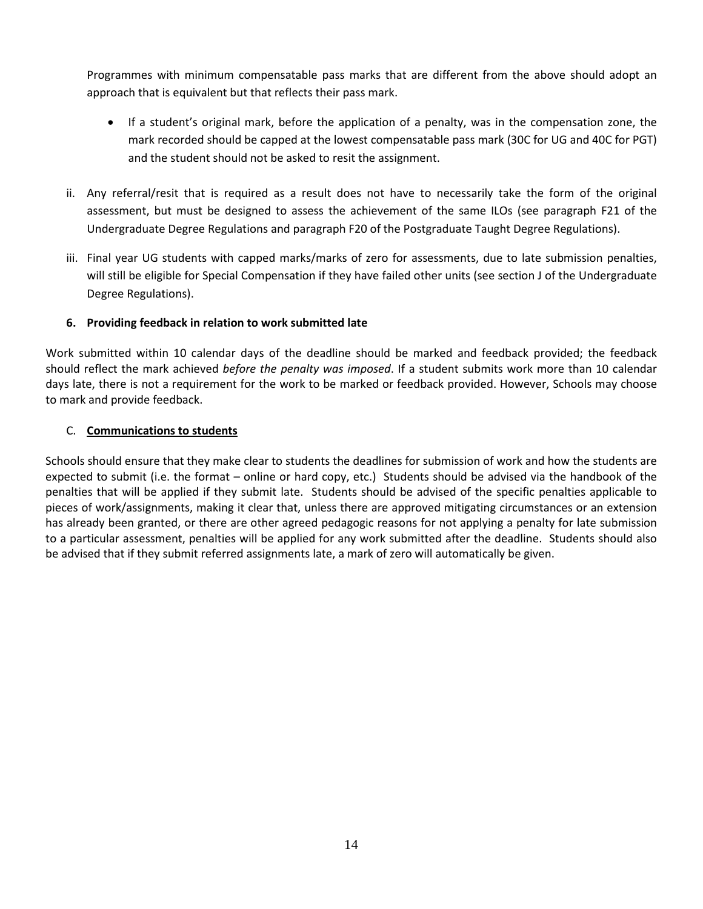Programmes with minimum compensatable pass marks that are different from the above should adopt an approach that is equivalent but that reflects their pass mark.

- If a student's original mark, before the application of a penalty, was in the compensation zone, the mark recorded should be capped at the lowest compensatable pass mark (30C for UG and 40C for PGT) and the student should not be asked to resit the assignment.

ii. Any referral/resit that is required as a result does not have to necessarily take the form of the original assessment, but must be designed to assess the achievement of the same ILOs (see paragraph F21 of the Undergraduate Degree Regulations and paragraph F20 of the Postgraduate Taught Degree Regulations).

iii. Final year UG students with capped marks/marks of zero for assessments, due to late submission penalties, will still be eligible for Special Compensation if they have failed other units (see section J of the Undergraduate Degree Regulations).

**6. Providing feedback in relation to work submitted late**

Work submitted within 10 calendar days of the deadline should be marked and feedback provided; the feedback should reflect the mark achieved *before the penalty was imposed*. If a student submits work more than 10 calendar days late, there is not a requirement for the work to be marked or feedback provided. However, Schools may choose to mark and provide feedback.

C. **Communications to students**

Schools should ensure that they make clear to students the deadlines for submission of work and how the students are expected to submit (i.e. the format – online or hard copy, etc.) Students should be advised via the handbook of the penalties that will be applied if they submit late. Students should be advised of the specific penalties applicable to pieces of work/assignments, making it clear that, unless there are approved mitigating circumstances or an extension has already been granted, or there are other agreed pedagogic reasons for not applying a penalty for late submission to a particular assessment, penalties will be applied for any work submitted after the deadline. Students should also be advised that if they submit referred assignments late, a mark of zero will automatically be given.